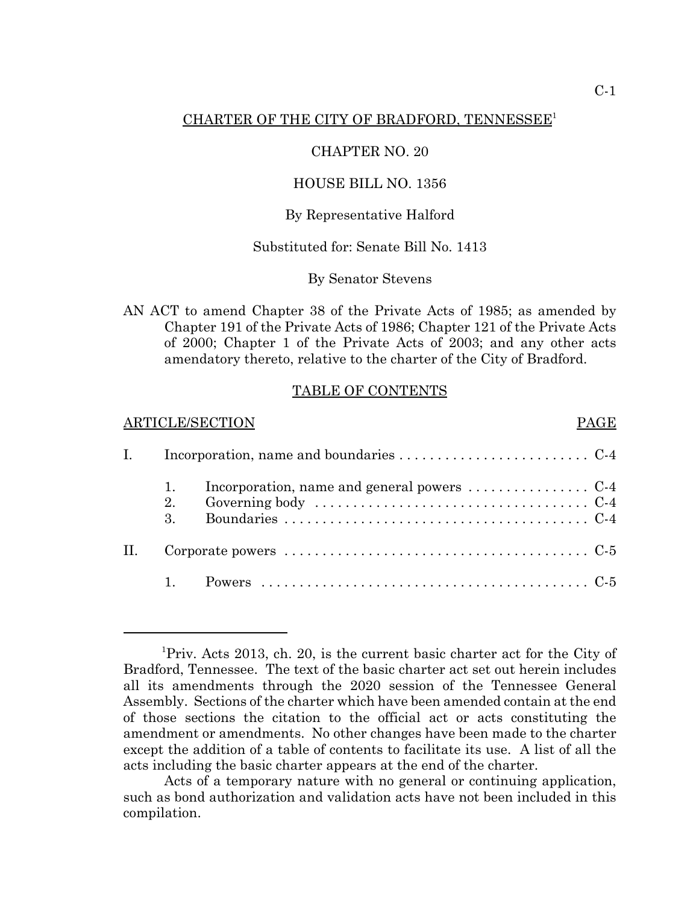# CHARTER OF THE CITY OF BRADFORD, TENNESSEE[1]

CHAPTER NO. 20

HOUSE BILL NO. 1356

By Representative Halford

Substituted for: Senate Bill No. 1413

By Senator Stevens

AN ACT to amend Chapter 38 of the Private Acts of 1985; as amended by Chapter 191 of the Private Acts of 1986; Chapter 121 of the Private Acts of 2000; Chapter 1 of the Private Acts of 2003; and any other acts amendatory thereto, relative to the charter of the City of Bradford.

## TABLE OF CONTENTS

| ARTICLE/SECTION | | | PAGE |
|---|---|---|---|
| I. | Incorporation, name and boundaries | | C-4 |
| | 1. | Incorporation, name and general powers | C-4 |
| | 2. | Governing body | C-4 |
| | 3. | Boundaries | C-4 |
| II. | Corporate powers | | C-5 |
| | 1. | Powers | C-5 |

---

[1] Priv. Acts 2013, ch. 20, is the current basic charter act for the City of Bradford, Tennessee. The text of the basic charter act set out herein includes all its amendments through the 2020 session of the Tennessee General Assembly. Sections of the charter which have been amended contain at the end of those sections the citation to the official act or acts constituting the amendment or amendments. No other changes have been made to the charter except the addition of a table of contents to facilitate its use. A list of all the acts including the basic charter appears at the end of the charter.

Acts of a temporary nature with no general or continuing application, such as bond authorization and validation acts have not been included in this compilation.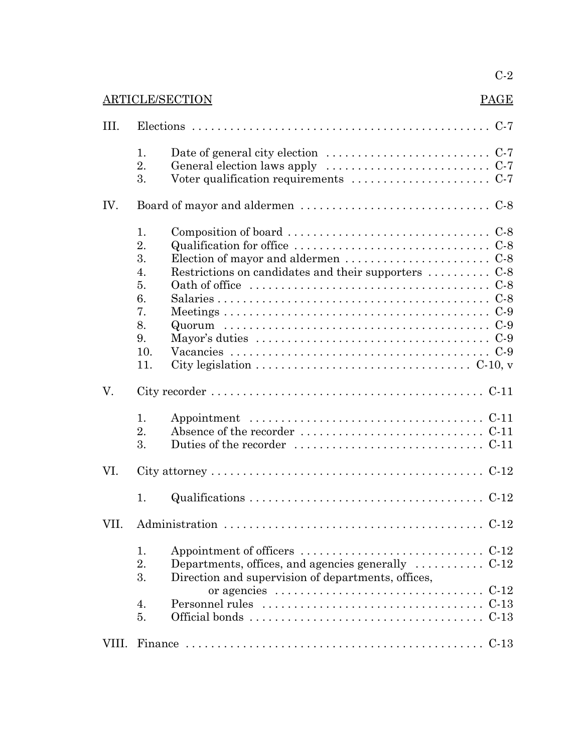| ARTICLE/SECTION | | | PAGE |
|---|---|---|---|
| III. | Elections | | C-7 |
| | 1. | Date of general city election | C-7 |
| | 2. | General election laws apply | C-7 |
| | 3. | Voter qualification requirements | C-7 |
| IV. | Board of mayor and aldermen | | C-8 |
| | 1. | Composition of board | C-8 |
| | 2. | Qualification for office | C-8 |
| | 3. | Election of mayor and aldermen | C-8 |
| | 4. | Restrictions on candidates and their supporters | C-8 |
| | 5. | Oath of office | C-8 |
| | 6. | Salaries | C-8 |
| | 7. | Meetings | C-9 |
| | 8. | Quorum | C-9 |
| | 9. | Mayor's duties | C-9 |
| | 10. | Vacancies | C-9 |
| | 11. | City legislation | C-10, v |
| V. | City recorder | | C-11 |
| | 1. | Appointment | C-11 |
| | 2. | Absence of the recorder | C-11 |
| | 3. | Duties of the recorder | C-11 |
| VI. | City attorney | | C-12 |
| | 1. | Qualifications | C-12 |
| VII. | Administration | | C-12 |
| | 1. | Appointment of officers | C-12 |
| | 2. | Departments, offices, and agencies generally | C-12 |
| | 3. | Direction and supervision of departments, offices, or agencies | C-12 |
| | 4. | Personnel rules | C-13 |
| | 5. | Official bonds | C-13 |
| VIII. | Finance | | C-13 |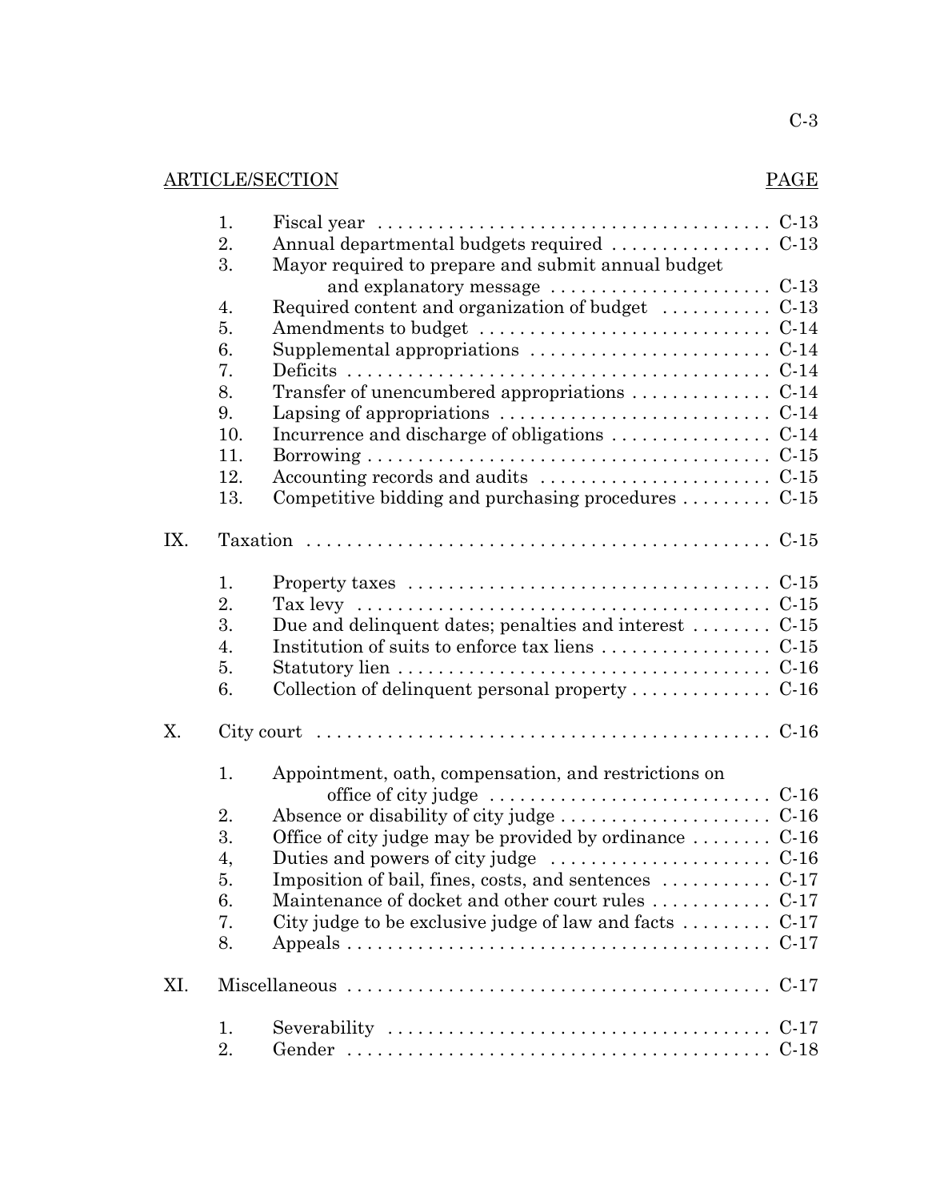ARTICLE/SECTION PAGE

| | | | |
|---|---|---|---|
| | 1. | Fiscal year | C-13 |
| | 2. | Annual departmental budgets required | C-13 |
| | 3. | Mayor required to prepare and submit annual budget and explanatory message | C-13 |
| | 4. | Required content and organization of budget | C-13 |
| | 5. | Amendments to budget | C-14 |
| | 6. | Supplemental appropriations | C-14 |
| | 7. | Deficits | C-14 |
| | 8. | Transfer of unencumbered appropriations | C-14 |
| | 9. | Lapsing of appropriations | C-14 |
| | 10. | Incurrence and discharge of obligations | C-14 |
| | 11. | Borrowing | C-15 |
| | 12. | Accounting records and audits | C-15 |
| | 13. | Competitive bidding and purchasing procedures | C-15 |
| IX. | Taxation | | C-15 |
| | 1. | Property taxes | C-15 |
| | 2. | Tax levy | C-15 |
| | 3. | Due and delinquent dates; penalties and interest | C-15 |
| | 4. | Institution of suits to enforce tax liens | C-15 |
| | 5. | Statutory lien | C-16 |
| | 6. | Collection of delinquent personal property | C-16 |
| X. | City court | | C-16 |
| | 1. | Appointment, oath, compensation, and restrictions on office of city judge | C-16 |
| | 2. | Absence or disability of city judge | C-16 |
| | 3. | Office of city judge may be provided by ordinance | C-16 |
| | 4, | Duties and powers of city judge | C-16 |
| | 5. | Imposition of bail, fines, costs, and sentences | C-17 |
| | 6. | Maintenance of docket and other court rules | C-17 |
| | 7. | City judge to be exclusive judge of law and facts | C-17 |
| | 8. | Appeals | C-17 |
| XI. | Miscellaneous | | C-17 |
| | 1. | Severability | C-17 |
| | 2. | Gender | C-18 |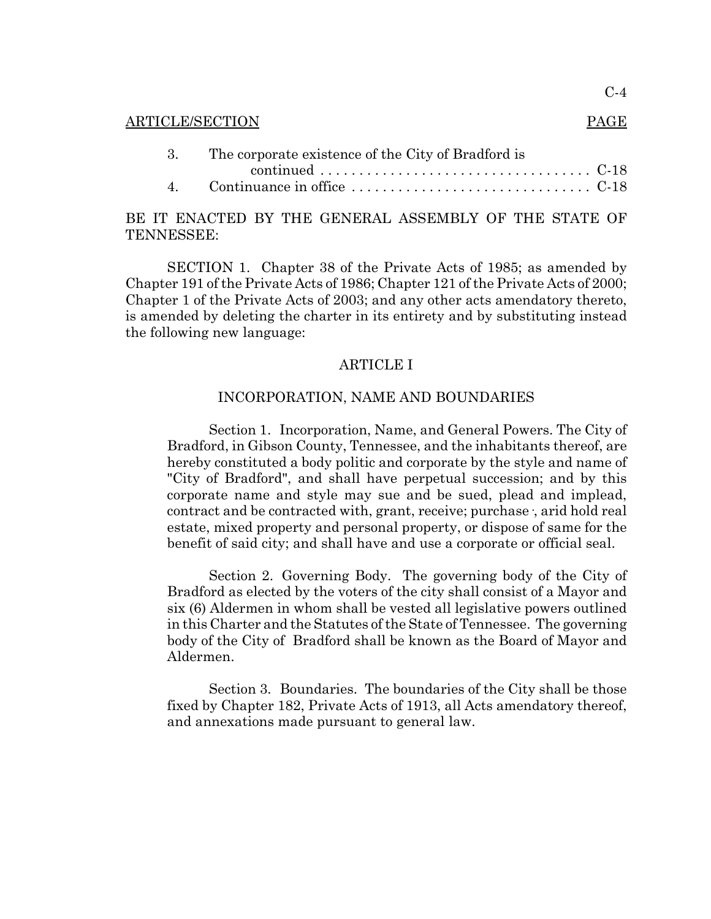ARTICLE/SECTION PAGE

3. The corporate existence of the City of Bradford is continued . . . . . . . . . . . . . . . . . . . . . . . . . . . . . . . . . . . C-18
4. Continuance in office . . . . . . . . . . . . . . . . . . . . . . . . . . . . . . . C-18

BE IT ENACTED BY THE GENERAL ASSEMBLY OF THE STATE OF TENNESSEE:

SECTION 1. Chapter 38 of the Private Acts of 1985; as amended by Chapter 191 of the Private Acts of 1986; Chapter 121 of the Private Acts of 2000; Chapter 1 of the Private Acts of 2003; and any other acts amendatory thereto, is amended by deleting the charter in its entirety and by substituting instead the following new language:

## ARTICLE I

## INCORPORATION, NAME AND BOUNDARIES

Section 1. Incorporation, Name, and General Powers. The City of Bradford, in Gibson County, Tennessee, and the inhabitants thereof, are hereby constituted a body politic and corporate by the style and name of "City of Bradford", and shall have perpetual succession; and by this corporate name and style may sue and be sued, plead and implead, contract and be contracted with, grant, receive; purchase ·, arid hold real estate, mixed property and personal property, or dispose of same for the benefit of said city; and shall have and use a corporate or official seal.

Section 2. Governing Body. The governing body of the City of Bradford as elected by the voters of the city shall consist of a Mayor and six (6) Aldermen in whom shall be vested all legislative powers outlined in this Charter and the Statutes of the State of Tennessee. The governing body of the City of Bradford shall be known as the Board of Mayor and Aldermen.

Section 3. Boundaries. The boundaries of the City shall be those fixed by Chapter 182, Private Acts of 1913, all Acts amendatory thereof, and annexations made pursuant to general law.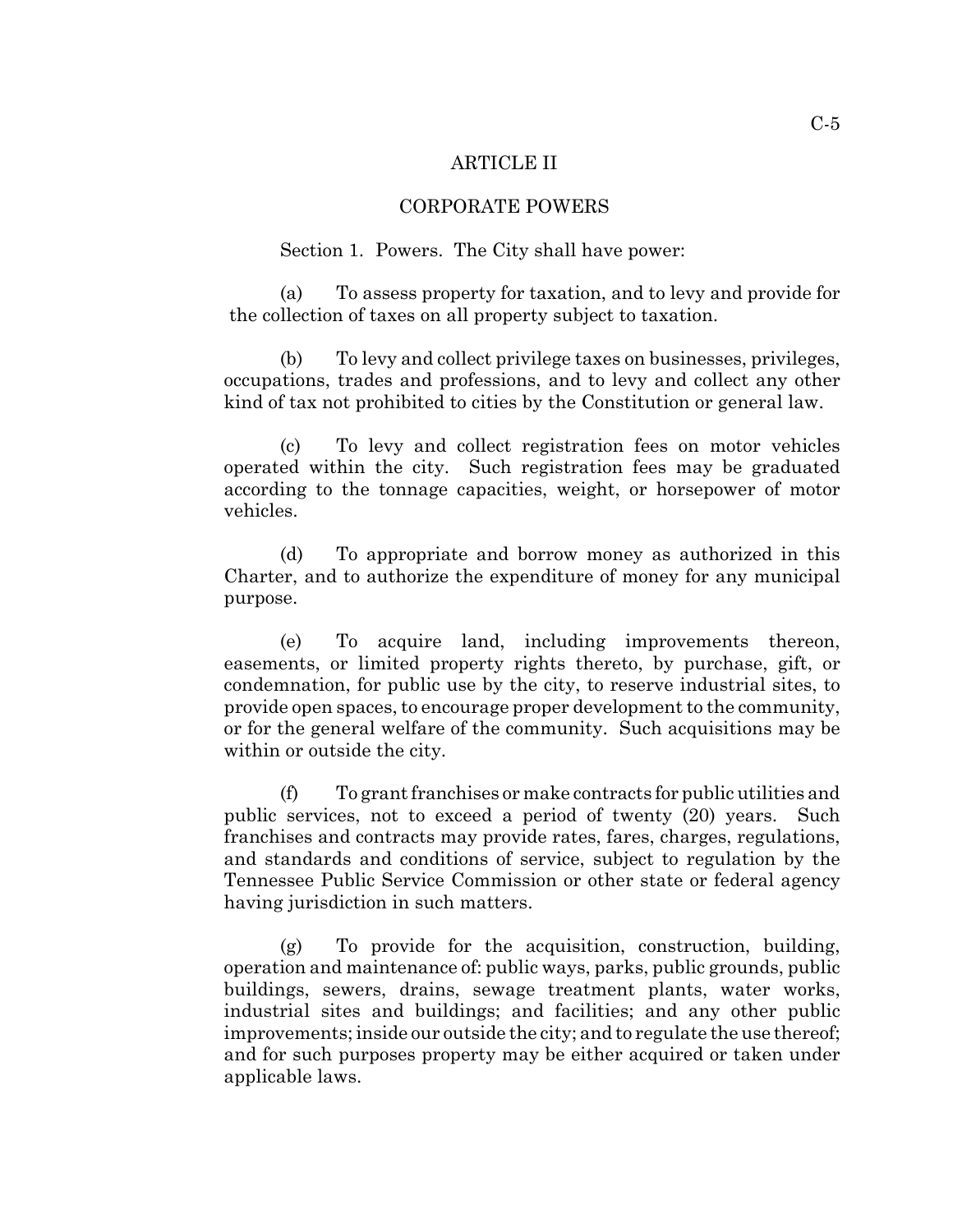## ARTICLE II

## CORPORATE POWERS

Section 1. Powers. The City shall have power:

(a) To assess property for taxation, and to levy and provide for the collection of taxes on all property subject to taxation.

(b) To levy and collect privilege taxes on businesses, privileges, occupations, trades and professions, and to levy and collect any other kind of tax not prohibited to cities by the Constitution or general law.

(c) To levy and collect registration fees on motor vehicles operated within the city. Such registration fees may be graduated according to the tonnage capacities, weight, or horsepower of motor vehicles.

(d) To appropriate and borrow money as authorized in this Charter, and to authorize the expenditure of money for any municipal purpose.

(e) To acquire land, including improvements thereon, easements, or limited property rights thereto, by purchase, gift, or condemnation, for public use by the city, to reserve industrial sites, to provide open spaces, to encourage proper development to the community, or for the general welfare of the community. Such acquisitions may be within or outside the city.

(f) To grant franchises or make contracts for public utilities and public services, not to exceed a period of twenty (20) years. Such franchises and contracts may provide rates, fares, charges, regulations, and standards and conditions of service, subject to regulation by the Tennessee Public Service Commission or other state or federal agency having jurisdiction in such matters.

(g) To provide for the acquisition, construction, building, operation and maintenance of: public ways, parks, public grounds, public buildings, sewers, drains, sewage treatment plants, water works, industrial sites and buildings; and facilities; and any other public improvements; inside our outside the city; and to regulate the use thereof; and for such purposes property may be either acquired or taken under applicable laws.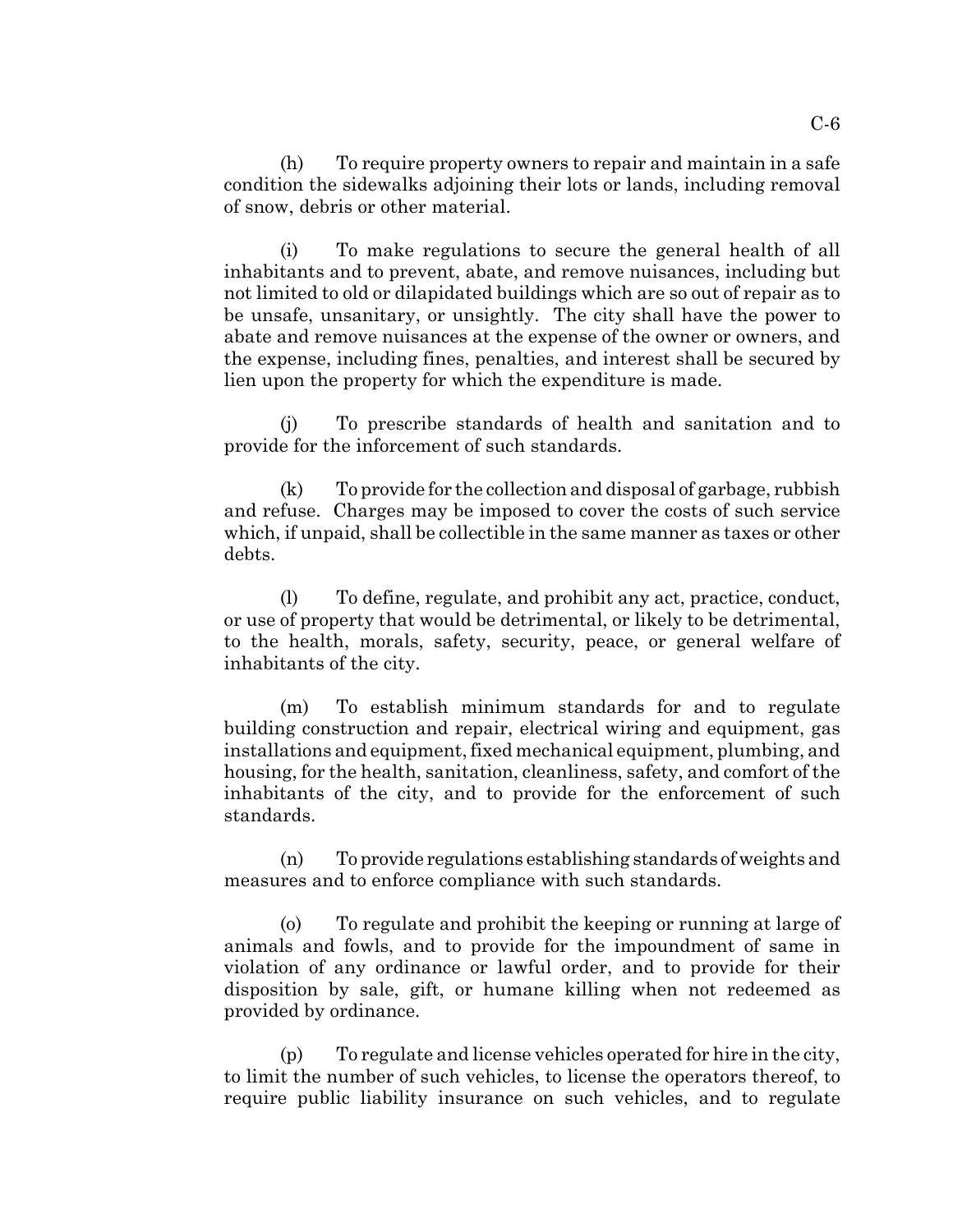(h) To require property owners to repair and maintain in a safe condition the sidewalks adjoining their lots or lands, including removal of snow, debris or other material.

(i) To make regulations to secure the general health of all inhabitants and to prevent, abate, and remove nuisances, including but not limited to old or dilapidated buildings which are so out of repair as to be unsafe, unsanitary, or unsightly. The city shall have the power to abate and remove nuisances at the expense of the owner or owners, and the expense, including fines, penalties, and interest shall be secured by lien upon the property for which the expenditure is made.

(j) To prescribe standards of health and sanitation and to provide for the inforcement of such standards.

(k) To provide for the collection and disposal of garbage, rubbish and refuse. Charges may be imposed to cover the costs of such service which, if unpaid, shall be collectible in the same manner as taxes or other debts.

(l) To define, regulate, and prohibit any act, practice, conduct, or use of property that would be detrimental, or likely to be detrimental, to the health, morals, safety, security, peace, or general welfare of inhabitants of the city.

(m) To establish minimum standards for and to regulate building construction and repair, electrical wiring and equipment, gas installations and equipment, fixed mechanical equipment, plumbing, and housing, for the health, sanitation, cleanliness, safety, and comfort of the inhabitants of the city, and to provide for the enforcement of such standards.

(n) To provide regulations establishing standards of weights and measures and to enforce compliance with such standards.

(o) To regulate and prohibit the keeping or running at large of animals and fowls, and to provide for the impoundment of same in violation of any ordinance or lawful order, and to provide for their disposition by sale, gift, or humane killing when not redeemed as provided by ordinance.

(p) To regulate and license vehicles operated for hire in the city, to limit the number of such vehicles, to license the operators thereof, to require public liability insurance on such vehicles, and to regulate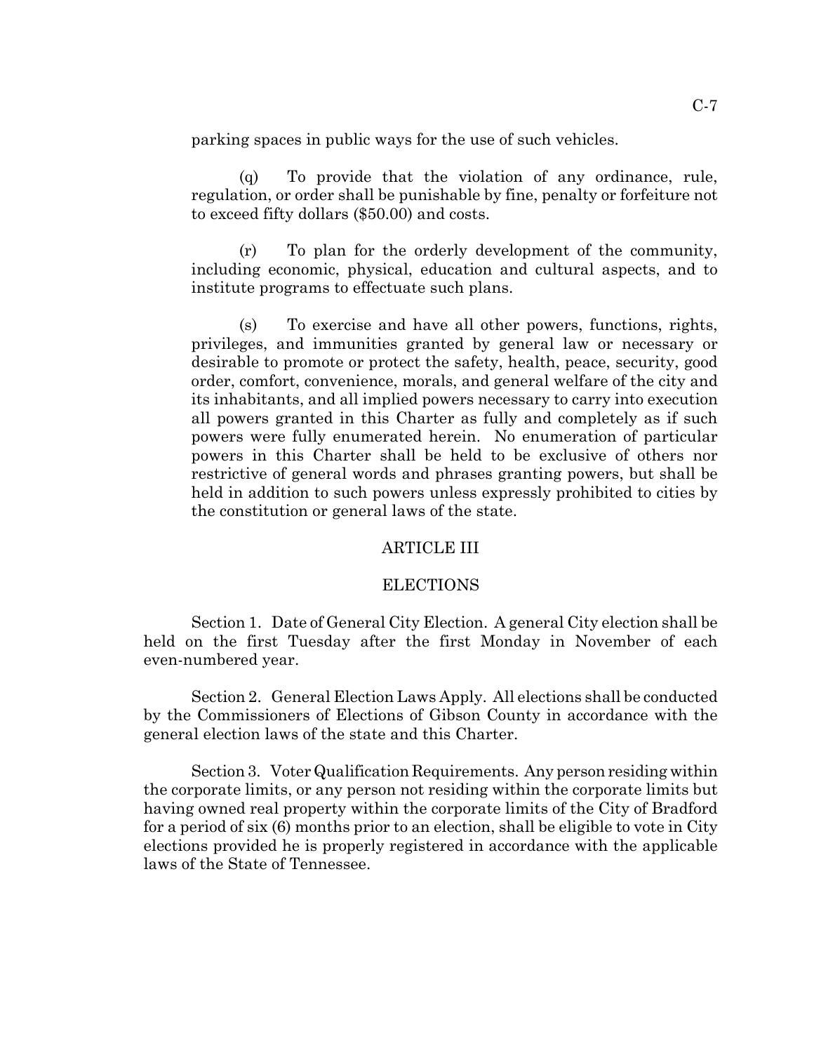parking spaces in public ways for the use of such vehicles.

(q) To provide that the violation of any ordinance, rule, regulation, or order shall be punishable by fine, penalty or forfeiture not to exceed fifty dollars ($50.00) and costs.

(r) To plan for the orderly development of the community, including economic, physical, education and cultural aspects, and to institute programs to effectuate such plans.

(s) To exercise and have all other powers, functions, rights, privileges, and immunities granted by general law or necessary or desirable to promote or protect the safety, health, peace, security, good order, comfort, convenience, morals, and general welfare of the city and its inhabitants, and all implied powers necessary to carry into execution all powers granted in this Charter as fully and completely as if such powers were fully enumerated herein. No enumeration of particular powers in this Charter shall be held to be exclusive of others nor restrictive of general words and phrases granting powers, but shall be held in addition to such powers unless expressly prohibited to cities by the constitution or general laws of the state.

## ARTICLE III

## ELECTIONS

Section 1. Date of General City Election. A general City election shall be held on the first Tuesday after the first Monday in November of each even-numbered year.

Section 2. General Election Laws Apply. All elections shall be conducted by the Commissioners of Elections of Gibson County in accordance with the general election laws of the state and this Charter.

Section 3. Voter Qualification Requirements. Any person residing within the corporate limits, or any person not residing within the corporate limits but having owned real property within the corporate limits of the City of Bradford for a period of six (6) months prior to an election, shall be eligible to vote in City elections provided he is properly registered in accordance with the applicable laws of the State of Tennessee.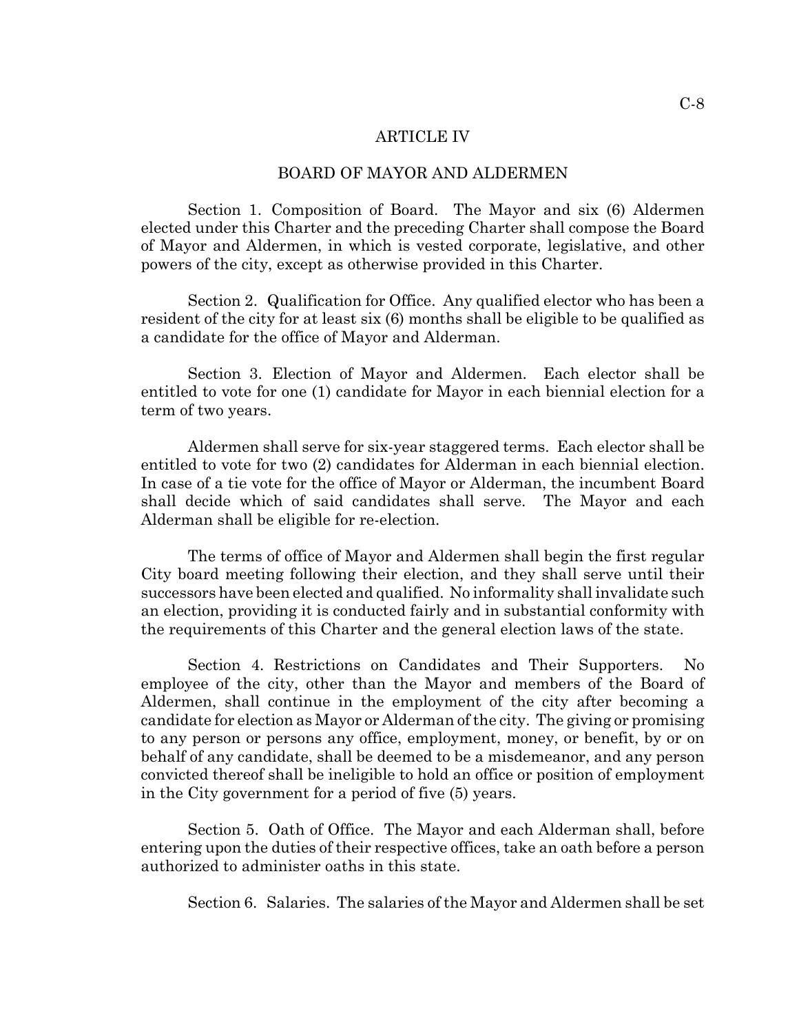# ARTICLE IV

## BOARD OF MAYOR AND ALDERMEN

Section 1. Composition of Board. The Mayor and six (6) Aldermen elected under this Charter and the preceding Charter shall compose the Board of Mayor and Aldermen, in which is vested corporate, legislative, and other powers of the city, except as otherwise provided in this Charter.

Section 2. Qualification for Office. Any qualified elector who has been a resident of the city for at least six (6) months shall be eligible to be qualified as a candidate for the office of Mayor and Alderman.

Section 3. Election of Mayor and Aldermen. Each elector shall be entitled to vote for one (1) candidate for Mayor in each biennial election for a term of two years.

Aldermen shall serve for six-year staggered terms. Each elector shall be entitled to vote for two (2) candidates for Alderman in each biennial election. In case of a tie vote for the office of Mayor or Alderman, the incumbent Board shall decide which of said candidates shall serve. The Mayor and each Alderman shall be eligible for re-election.

The terms of office of Mayor and Aldermen shall begin the first regular City board meeting following their election, and they shall serve until their successors have been elected and qualified. No informality shall invalidate such an election, providing it is conducted fairly and in substantial conformity with the requirements of this Charter and the general election laws of the state.

Section 4. Restrictions on Candidates and Their Supporters. No employee of the city, other than the Mayor and members of the Board of Aldermen, shall continue in the employment of the city after becoming a candidate for election as Mayor or Alderman of the city. The giving or promising to any person or persons any office, employment, money, or benefit, by or on behalf of any candidate, shall be deemed to be a misdemeanor, and any person convicted thereof shall be ineligible to hold an office or position of employment in the City government for a period of five (5) years.

Section 5. Oath of Office. The Mayor and each Alderman shall, before entering upon the duties of their respective offices, take an oath before a person authorized to administer oaths in this state.

Section 6. Salaries. The salaries of the Mayor and Aldermen shall be set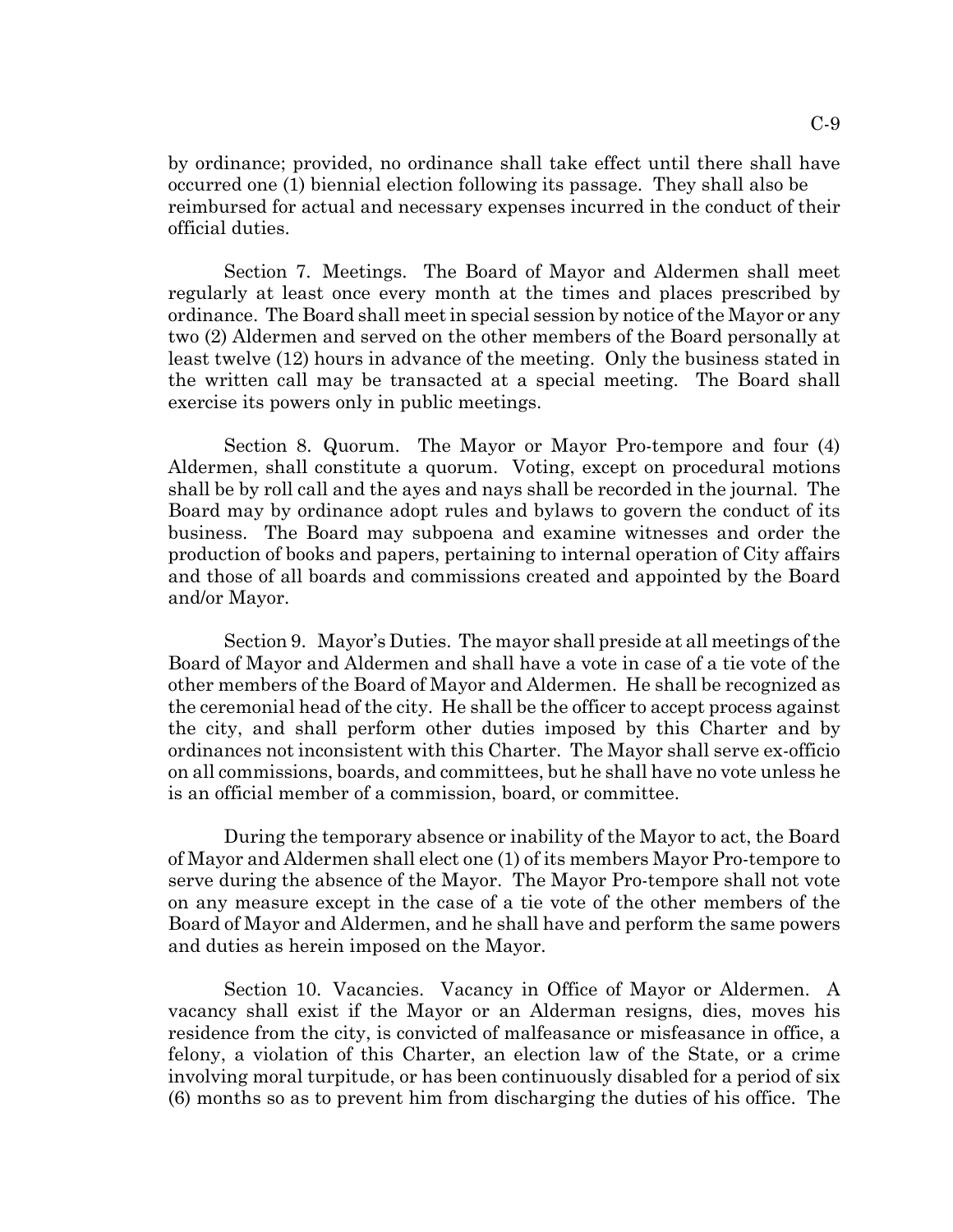by ordinance; provided, no ordinance shall take effect until there shall have occurred one (1) biennial election following its passage. They shall also be reimbursed for actual and necessary expenses incurred in the conduct of their official duties.

Section 7. Meetings. The Board of Mayor and Aldermen shall meet regularly at least once every month at the times and places prescribed by ordinance. The Board shall meet in special session by notice of the Mayor or any two (2) Aldermen and served on the other members of the Board personally at least twelve (12) hours in advance of the meeting. Only the business stated in the written call may be transacted at a special meeting. The Board shall exercise its powers only in public meetings.

Section 8. Quorum. The Mayor or Mayor Pro-tempore and four (4) Aldermen, shall constitute a quorum. Voting, except on procedural motions shall be by roll call and the ayes and nays shall be recorded in the journal. The Board may by ordinance adopt rules and bylaws to govern the conduct of its business. The Board may subpoena and examine witnesses and order the production of books and papers, pertaining to internal operation of City affairs and those of all boards and commissions created and appointed by the Board and/or Mayor.

Section 9. Mayor's Duties. The mayor shall preside at all meetings of the Board of Mayor and Aldermen and shall have a vote in case of a tie vote of the other members of the Board of Mayor and Aldermen. He shall be recognized as the ceremonial head of the city. He shall be the officer to accept process against the city, and shall perform other duties imposed by this Charter and by ordinances not inconsistent with this Charter. The Mayor shall serve ex-officio on all commissions, boards, and committees, but he shall have no vote unless he is an official member of a commission, board, or committee.

During the temporary absence or inability of the Mayor to act, the Board of Mayor and Aldermen shall elect one (1) of its members Mayor Pro-tempore to serve during the absence of the Mayor. The Mayor Pro-tempore shall not vote on any measure except in the case of a tie vote of the other members of the Board of Mayor and Aldermen, and he shall have and perform the same powers and duties as herein imposed on the Mayor.

Section 10. Vacancies. Vacancy in Office of Mayor or Aldermen. A vacancy shall exist if the Mayor or an Alderman resigns, dies, moves his residence from the city, is convicted of malfeasance or misfeasance in office, a felony, a violation of this Charter, an election law of the State, or a crime involving moral turpitude, or has been continuously disabled for a period of six (6) months so as to prevent him from discharging the duties of his office. The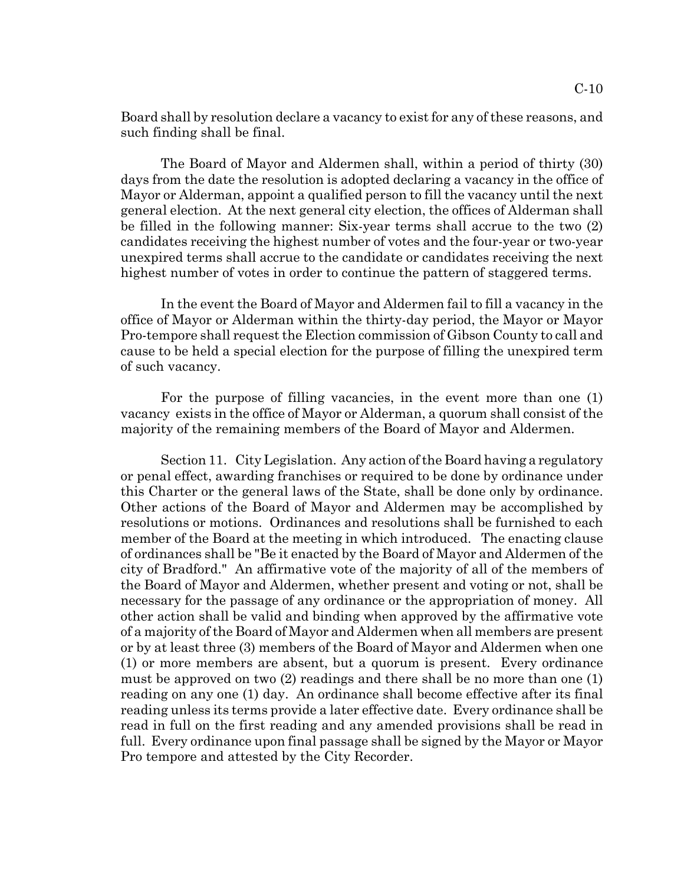Board shall by resolution declare a vacancy to exist for any of these reasons, and such finding shall be final.

The Board of Mayor and Aldermen shall, within a period of thirty (30) days from the date the resolution is adopted declaring a vacancy in the office of Mayor or Alderman, appoint a qualified person to fill the vacancy until the next general election. At the next general city election, the offices of Alderman shall be filled in the following manner: Six-year terms shall accrue to the two (2) candidates receiving the highest number of votes and the four-year or two-year unexpired terms shall accrue to the candidate or candidates receiving the next highest number of votes in order to continue the pattern of staggered terms.

In the event the Board of Mayor and Aldermen fail to fill a vacancy in the office of Mayor or Alderman within the thirty-day period, the Mayor or Mayor Pro-tempore shall request the Election commission of Gibson County to call and cause to be held a special election for the purpose of filling the unexpired term of such vacancy.

For the purpose of filling vacancies, in the event more than one (1) vacancy exists in the office of Mayor or Alderman, a quorum shall consist of the majority of the remaining members of the Board of Mayor and Aldermen.

Section 11. City Legislation. Any action of the Board having a regulatory or penal effect, awarding franchises or required to be done by ordinance under this Charter or the general laws of the State, shall be done only by ordinance. Other actions of the Board of Mayor and Aldermen may be accomplished by resolutions or motions. Ordinances and resolutions shall be furnished to each member of the Board at the meeting in which introduced. The enacting clause of ordinances shall be "Be it enacted by the Board of Mayor and Aldermen of the city of Bradford." An affirmative vote of the majority of all of the members of the Board of Mayor and Aldermen, whether present and voting or not, shall be necessary for the passage of any ordinance or the appropriation of money. All other action shall be valid and binding when approved by the affirmative vote of a majority of the Board of Mayor and Aldermen when all members are present or by at least three (3) members of the Board of Mayor and Aldermen when one (1) or more members are absent, but a quorum is present. Every ordinance must be approved on two (2) readings and there shall be no more than one (1) reading on any one (1) day. An ordinance shall become effective after its final reading unless its terms provide a later effective date. Every ordinance shall be read in full on the first reading and any amended provisions shall be read in full. Every ordinance upon final passage shall be signed by the Mayor or Mayor Pro tempore and attested by the City Recorder.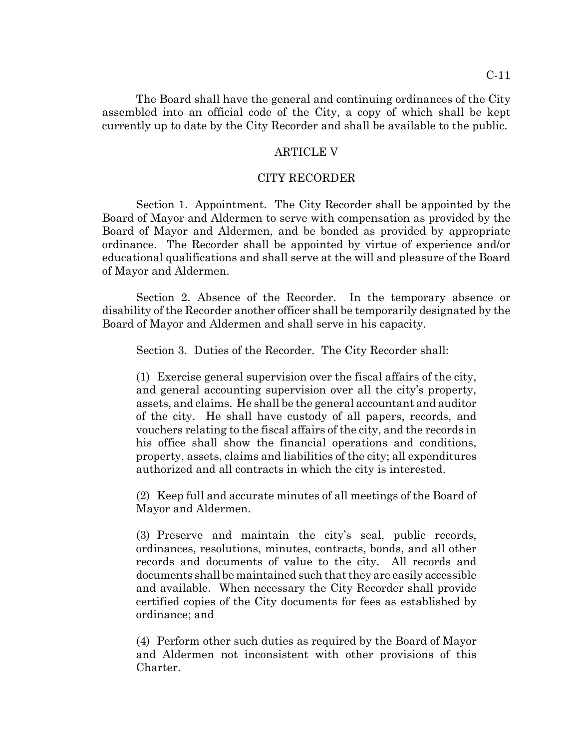The Board shall have the general and continuing ordinances of the City assembled into an official code of the City, a copy of which shall be kept currently up to date by the City Recorder and shall be available to the public.

## ARTICLE V

## CITY RECORDER

Section 1. Appointment. The City Recorder shall be appointed by the Board of Mayor and Aldermen to serve with compensation as provided by the Board of Mayor and Aldermen, and be bonded as provided by appropriate ordinance. The Recorder shall be appointed by virtue of experience and/or educational qualifications and shall serve at the will and pleasure of the Board of Mayor and Aldermen.

Section 2. Absence of the Recorder. In the temporary absence or disability of the Recorder another officer shall be temporarily designated by the Board of Mayor and Aldermen and shall serve in his capacity.

Section 3. Duties of the Recorder. The City Recorder shall:

(1) Exercise general supervision over the fiscal affairs of the city, and general accounting supervision over all the city's property, assets, and claims. He shall be the general accountant and auditor of the city. He shall have custody of all papers, records, and vouchers relating to the fiscal affairs of the city, and the records in his office shall show the financial operations and conditions, property, assets, claims and liabilities of the city; all expenditures authorized and all contracts in which the city is interested.

(2) Keep full and accurate minutes of all meetings of the Board of Mayor and Aldermen.

(3) Preserve and maintain the city's seal, public records, ordinances, resolutions, minutes, contracts, bonds, and all other records and documents of value to the city. All records and documents shall be maintained such that they are easily accessible and available. When necessary the City Recorder shall provide certified copies of the City documents for fees as established by ordinance; and

(4) Perform other such duties as required by the Board of Mayor and Aldermen not inconsistent with other provisions of this Charter.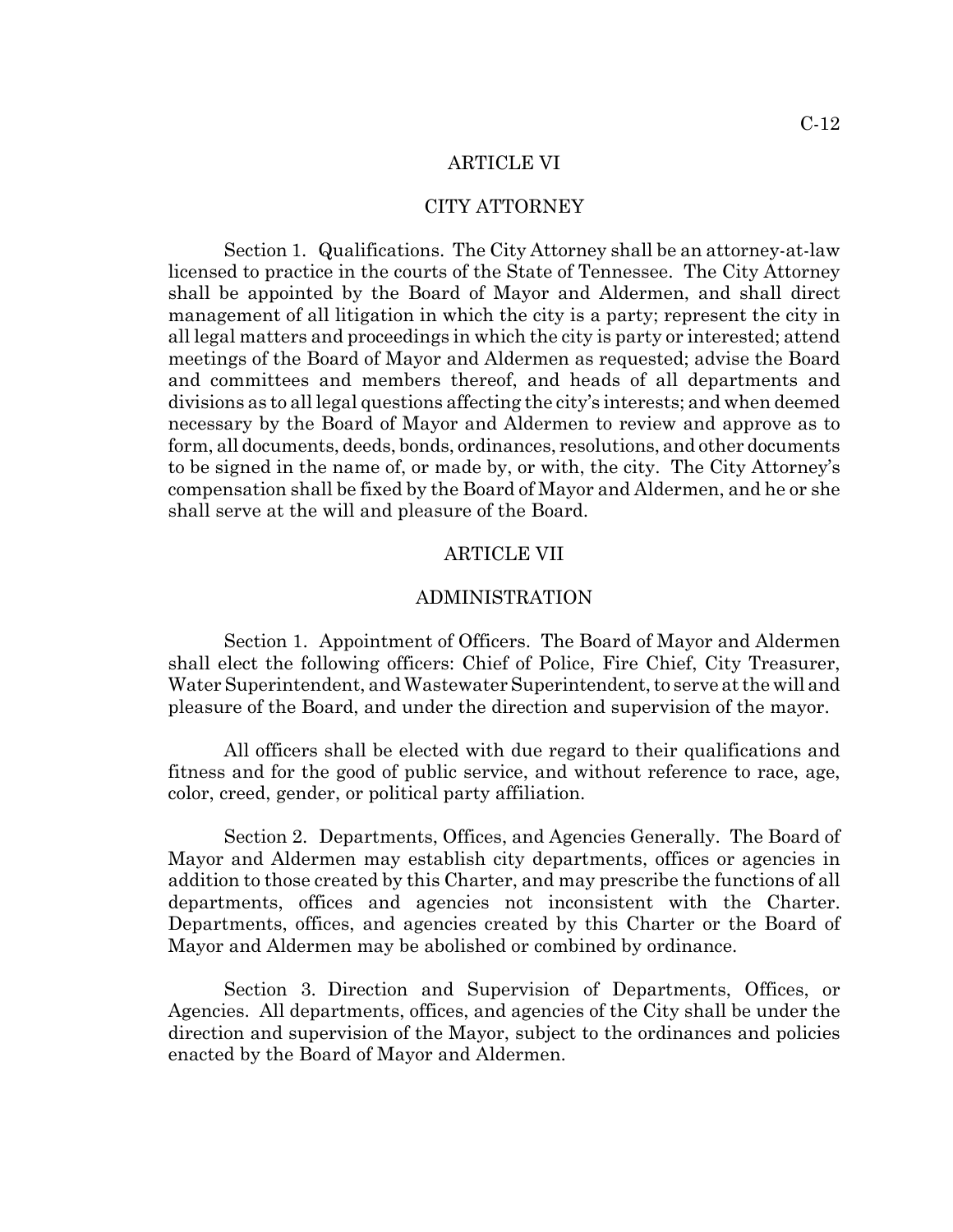## ARTICLE VI

## CITY ATTORNEY

Section 1. Qualifications. The City Attorney shall be an attorney-at-law licensed to practice in the courts of the State of Tennessee. The City Attorney shall be appointed by the Board of Mayor and Aldermen, and shall direct management of all litigation in which the city is a party; represent the city in all legal matters and proceedings in which the city is party or interested; attend meetings of the Board of Mayor and Aldermen as requested; advise the Board and committees and members thereof, and heads of all departments and divisions as to all legal questions affecting the city's interests; and when deemed necessary by the Board of Mayor and Aldermen to review and approve as to form, all documents, deeds, bonds, ordinances, resolutions, and other documents to be signed in the name of, or made by, or with, the city. The City Attorney's compensation shall be fixed by the Board of Mayor and Aldermen, and he or she shall serve at the will and pleasure of the Board.

## ARTICLE VII

## ADMINISTRATION

Section 1. Appointment of Officers. The Board of Mayor and Aldermen shall elect the following officers: Chief of Police, Fire Chief, City Treasurer, Water Superintendent, and Wastewater Superintendent, to serve at the will and pleasure of the Board, and under the direction and supervision of the mayor.

All officers shall be elected with due regard to their qualifications and fitness and for the good of public service, and without reference to race, age, color, creed, gender, or political party affiliation.

Section 2. Departments, Offices, and Agencies Generally. The Board of Mayor and Aldermen may establish city departments, offices or agencies in addition to those created by this Charter, and may prescribe the functions of all departments, offices and agencies not inconsistent with the Charter. Departments, offices, and agencies created by this Charter or the Board of Mayor and Aldermen may be abolished or combined by ordinance.

Section 3. Direction and Supervision of Departments, Offices, or Agencies. All departments, offices, and agencies of the City shall be under the direction and supervision of the Mayor, subject to the ordinances and policies enacted by the Board of Mayor and Aldermen.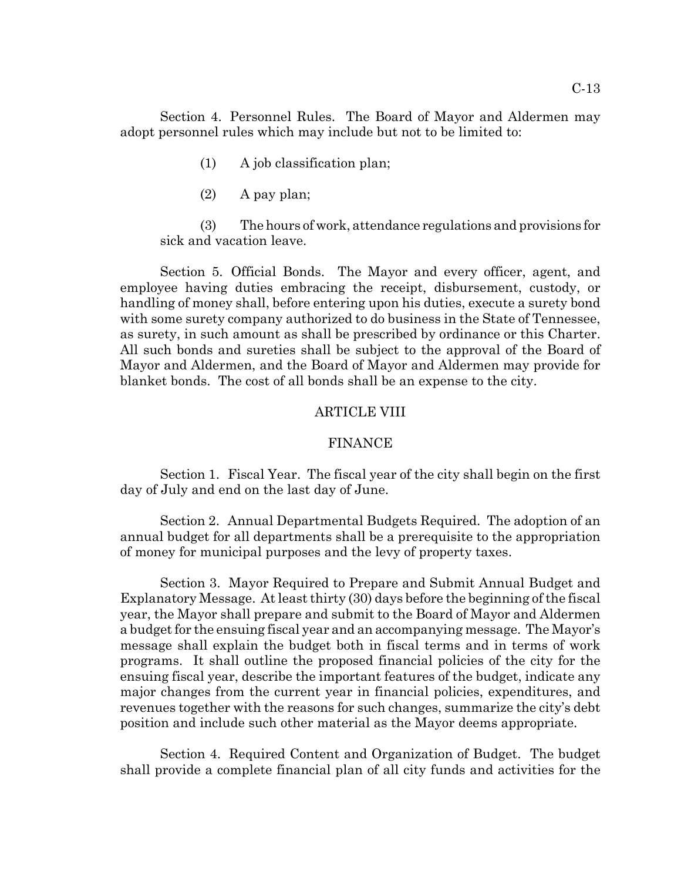Section 4. Personnel Rules. The Board of Mayor and Aldermen may adopt personnel rules which may include but not to be limited to:

(1) A job classification plan;

(2) A pay plan;

(3) The hours of work, attendance regulations and provisions for sick and vacation leave.

Section 5. Official Bonds. The Mayor and every officer, agent, and employee having duties embracing the receipt, disbursement, custody, or handling of money shall, before entering upon his duties, execute a surety bond with some surety company authorized to do business in the State of Tennessee, as surety, in such amount as shall be prescribed by ordinance or this Charter. All such bonds and sureties shall be subject to the approval of the Board of Mayor and Aldermen, and the Board of Mayor and Aldermen may provide for blanket bonds. The cost of all bonds shall be an expense to the city.

## ARTICLE VIII

## FINANCE

Section 1. Fiscal Year. The fiscal year of the city shall begin on the first day of July and end on the last day of June.

Section 2. Annual Departmental Budgets Required. The adoption of an annual budget for all departments shall be a prerequisite to the appropriation of money for municipal purposes and the levy of property taxes.

Section 3. Mayor Required to Prepare and Submit Annual Budget and Explanatory Message. At least thirty (30) days before the beginning of the fiscal year, the Mayor shall prepare and submit to the Board of Mayor and Aldermen a budget for the ensuing fiscal year and an accompanying message. The Mayor's message shall explain the budget both in fiscal terms and in terms of work programs. It shall outline the proposed financial policies of the city for the ensuing fiscal year, describe the important features of the budget, indicate any major changes from the current year in financial policies, expenditures, and revenues together with the reasons for such changes, summarize the city's debt position and include such other material as the Mayor deems appropriate.

Section 4. Required Content and Organization of Budget. The budget shall provide a complete financial plan of all city funds and activities for the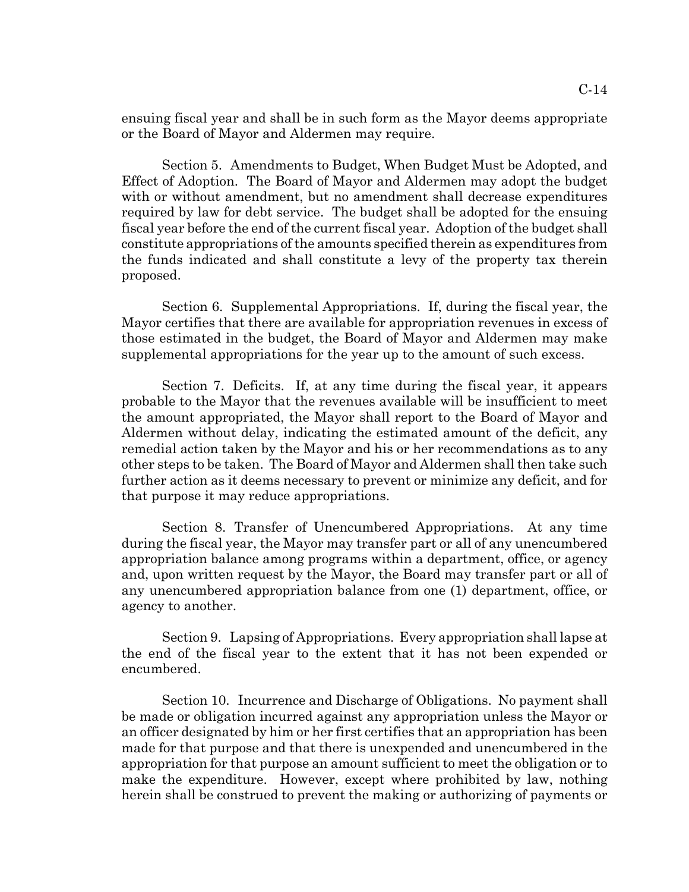ensuing fiscal year and shall be in such form as the Mayor deems appropriate or the Board of Mayor and Aldermen may require.

Section 5. Amendments to Budget, When Budget Must be Adopted, and Effect of Adoption. The Board of Mayor and Aldermen may adopt the budget with or without amendment, but no amendment shall decrease expenditures required by law for debt service. The budget shall be adopted for the ensuing fiscal year before the end of the current fiscal year. Adoption of the budget shall constitute appropriations of the amounts specified therein as expenditures from the funds indicated and shall constitute a levy of the property tax therein proposed.

Section 6. Supplemental Appropriations. If, during the fiscal year, the Mayor certifies that there are available for appropriation revenues in excess of those estimated in the budget, the Board of Mayor and Aldermen may make supplemental appropriations for the year up to the amount of such excess.

Section 7. Deficits. If, at any time during the fiscal year, it appears probable to the Mayor that the revenues available will be insufficient to meet the amount appropriated, the Mayor shall report to the Board of Mayor and Aldermen without delay, indicating the estimated amount of the deficit, any remedial action taken by the Mayor and his or her recommendations as to any other steps to be taken. The Board of Mayor and Aldermen shall then take such further action as it deems necessary to prevent or minimize any deficit, and for that purpose it may reduce appropriations.

Section 8. Transfer of Unencumbered Appropriations. At any time during the fiscal year, the Mayor may transfer part or all of any unencumbered appropriation balance among programs within a department, office, or agency and, upon written request by the Mayor, the Board may transfer part or all of any unencumbered appropriation balance from one (1) department, office, or agency to another.

Section 9. Lapsing of Appropriations. Every appropriation shall lapse at the end of the fiscal year to the extent that it has not been expended or encumbered.

Section 10. Incurrence and Discharge of Obligations. No payment shall be made or obligation incurred against any appropriation unless the Mayor or an officer designated by him or her first certifies that an appropriation has been made for that purpose and that there is unexpended and unencumbered in the appropriation for that purpose an amount sufficient to meet the obligation or to make the expenditure. However, except where prohibited by law, nothing herein shall be construed to prevent the making or authorizing of payments or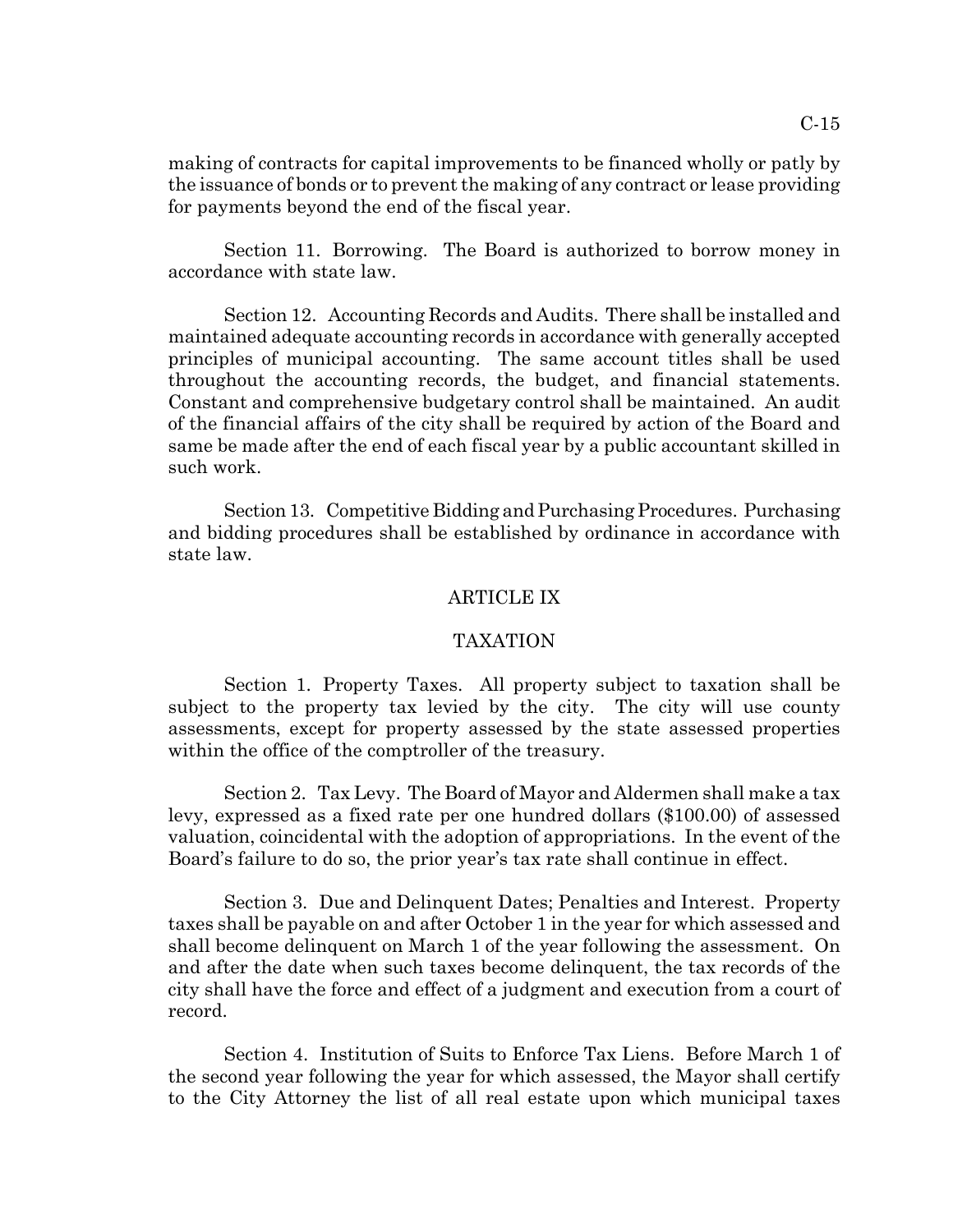making of contracts for capital improvements to be financed wholly or patly by the issuance of bonds or to prevent the making of any contract or lease providing for payments beyond the end of the fiscal year.

Section 11. Borrowing. The Board is authorized to borrow money in accordance with state law.

Section 12. Accounting Records and Audits. There shall be installed and maintained adequate accounting records in accordance with generally accepted principles of municipal accounting. The same account titles shall be used throughout the accounting records, the budget, and financial statements. Constant and comprehensive budgetary control shall be maintained. An audit of the financial affairs of the city shall be required by action of the Board and same be made after the end of each fiscal year by a public accountant skilled in such work.

Section 13. Competitive Bidding and Purchasing Procedures. Purchasing and bidding procedures shall be established by ordinance in accordance with state law.

## ARTICLE IX

## TAXATION

Section 1. Property Taxes. All property subject to taxation shall be subject to the property tax levied by the city. The city will use county assessments, except for property assessed by the state assessed properties within the office of the comptroller of the treasury.

Section 2. Tax Levy. The Board of Mayor and Aldermen shall make a tax levy, expressed as a fixed rate per one hundred dollars ($100.00) of assessed valuation, coincidental with the adoption of appropriations. In the event of the Board's failure to do so, the prior year's tax rate shall continue in effect.

Section 3. Due and Delinquent Dates; Penalties and Interest. Property taxes shall be payable on and after October 1 in the year for which assessed and shall become delinquent on March 1 of the year following the assessment. On and after the date when such taxes become delinquent, the tax records of the city shall have the force and effect of a judgment and execution from a court of record.

Section 4. Institution of Suits to Enforce Tax Liens. Before March 1 of the second year following the year for which assessed, the Mayor shall certify to the City Attorney the list of all real estate upon which municipal taxes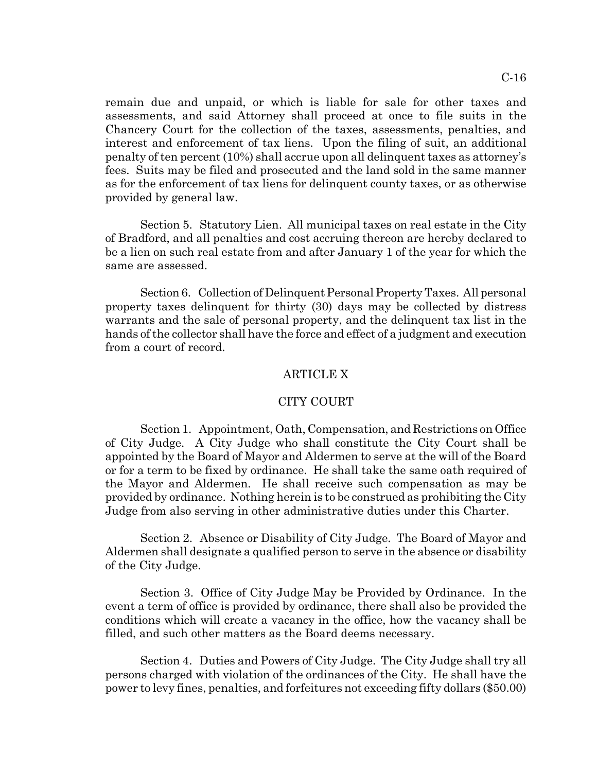remain due and unpaid, or which is liable for sale for other taxes and assessments, and said Attorney shall proceed at once to file suits in the Chancery Court for the collection of the taxes, assessments, penalties, and interest and enforcement of tax liens. Upon the filing of suit, an additional penalty of ten percent (10%) shall accrue upon all delinquent taxes as attorney's fees. Suits may be filed and prosecuted and the land sold in the same manner as for the enforcement of tax liens for delinquent county taxes, or as otherwise provided by general law.

Section 5. Statutory Lien. All municipal taxes on real estate in the City of Bradford, and all penalties and cost accruing thereon are hereby declared to be a lien on such real estate from and after January 1 of the year for which the same are assessed.

Section 6. Collection of Delinquent Personal Property Taxes. All personal property taxes delinquent for thirty (30) days may be collected by distress warrants and the sale of personal property, and the delinquent tax list in the hands of the collector shall have the force and effect of a judgment and execution from a court of record.

## ARTICLE X

## CITY COURT

Section 1. Appointment, Oath, Compensation, and Restrictions on Office of City Judge. A City Judge who shall constitute the City Court shall be appointed by the Board of Mayor and Aldermen to serve at the will of the Board or for a term to be fixed by ordinance. He shall take the same oath required of the Mayor and Aldermen. He shall receive such compensation as may be provided by ordinance. Nothing herein is to be construed as prohibiting the City Judge from also serving in other administrative duties under this Charter.

Section 2. Absence or Disability of City Judge. The Board of Mayor and Aldermen shall designate a qualified person to serve in the absence or disability of the City Judge.

Section 3. Office of City Judge May be Provided by Ordinance. In the event a term of office is provided by ordinance, there shall also be provided the conditions which will create a vacancy in the office, how the vacancy shall be filled, and such other matters as the Board deems necessary.

Section 4. Duties and Powers of City Judge. The City Judge shall try all persons charged with violation of the ordinances of the City. He shall have the power to levy fines, penalties, and forfeitures not exceeding fifty dollars ($50.00)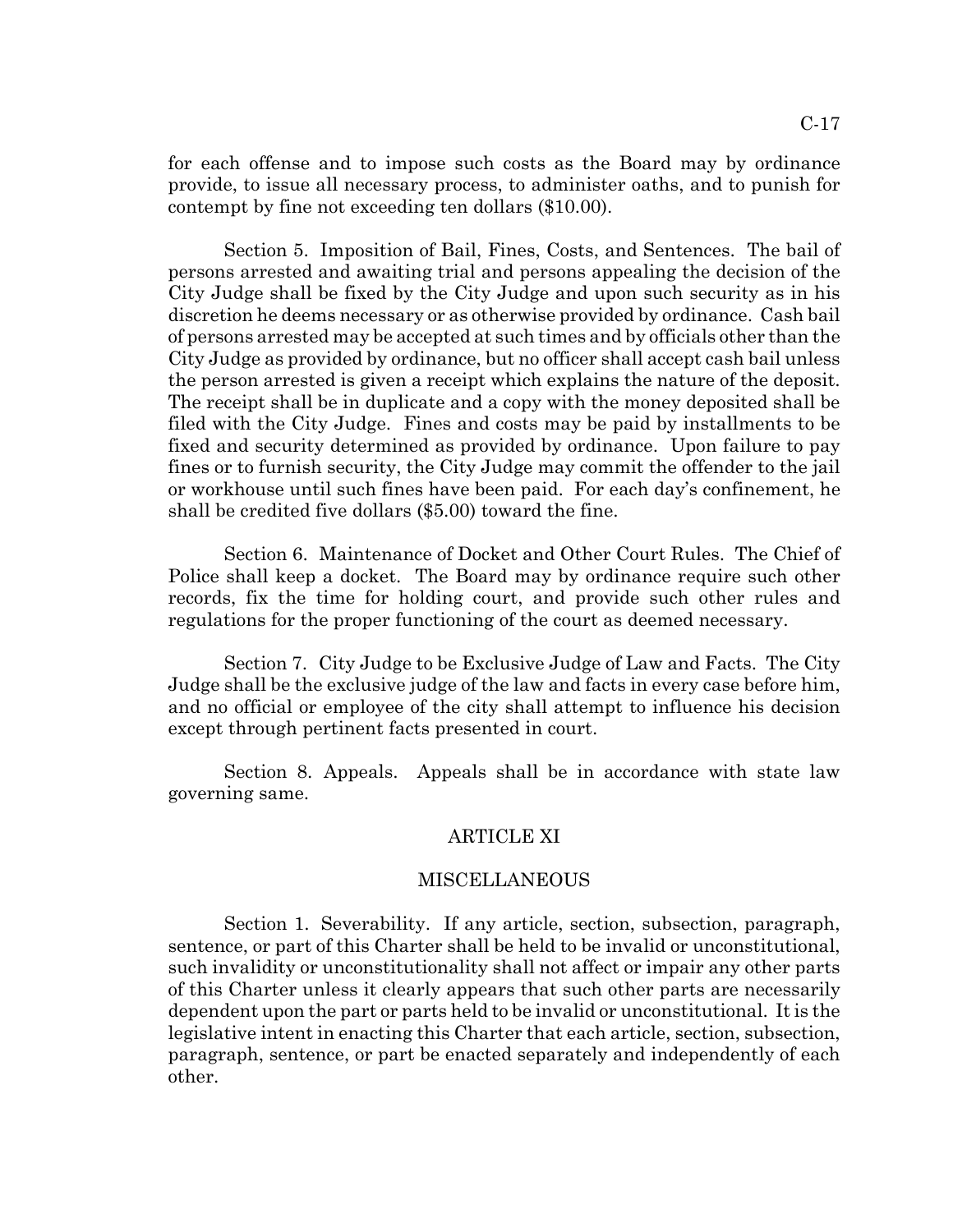for each offense and to impose such costs as the Board may by ordinance provide, to issue all necessary process, to administer oaths, and to punish for contempt by fine not exceeding ten dollars ($10.00).

Section 5. Imposition of Bail, Fines, Costs, and Sentences. The bail of persons arrested and awaiting trial and persons appealing the decision of the City Judge shall be fixed by the City Judge and upon such security as in his discretion he deems necessary or as otherwise provided by ordinance. Cash bail of persons arrested may be accepted at such times and by officials other than the City Judge as provided by ordinance, but no officer shall accept cash bail unless the person arrested is given a receipt which explains the nature of the deposit. The receipt shall be in duplicate and a copy with the money deposited shall be filed with the City Judge. Fines and costs may be paid by installments to be fixed and security determined as provided by ordinance. Upon failure to pay fines or to furnish security, the City Judge may commit the offender to the jail or workhouse until such fines have been paid. For each day's confinement, he shall be credited five dollars ($5.00) toward the fine.

Section 6. Maintenance of Docket and Other Court Rules. The Chief of Police shall keep a docket. The Board may by ordinance require such other records, fix the time for holding court, and provide such other rules and regulations for the proper functioning of the court as deemed necessary.

Section 7. City Judge to be Exclusive Judge of Law and Facts. The City Judge shall be the exclusive judge of the law and facts in every case before him, and no official or employee of the city shall attempt to influence his decision except through pertinent facts presented in court.

Section 8. Appeals. Appeals shall be in accordance with state law governing same.

## ARTICLE XI

## MISCELLANEOUS

Section 1. Severability. If any article, section, subsection, paragraph, sentence, or part of this Charter shall be held to be invalid or unconstitutional, such invalidity or unconstitutionality shall not affect or impair any other parts of this Charter unless it clearly appears that such other parts are necessarily dependent upon the part or parts held to be invalid or unconstitutional. It is the legislative intent in enacting this Charter that each article, section, subsection, paragraph, sentence, or part be enacted separately and independently of each other.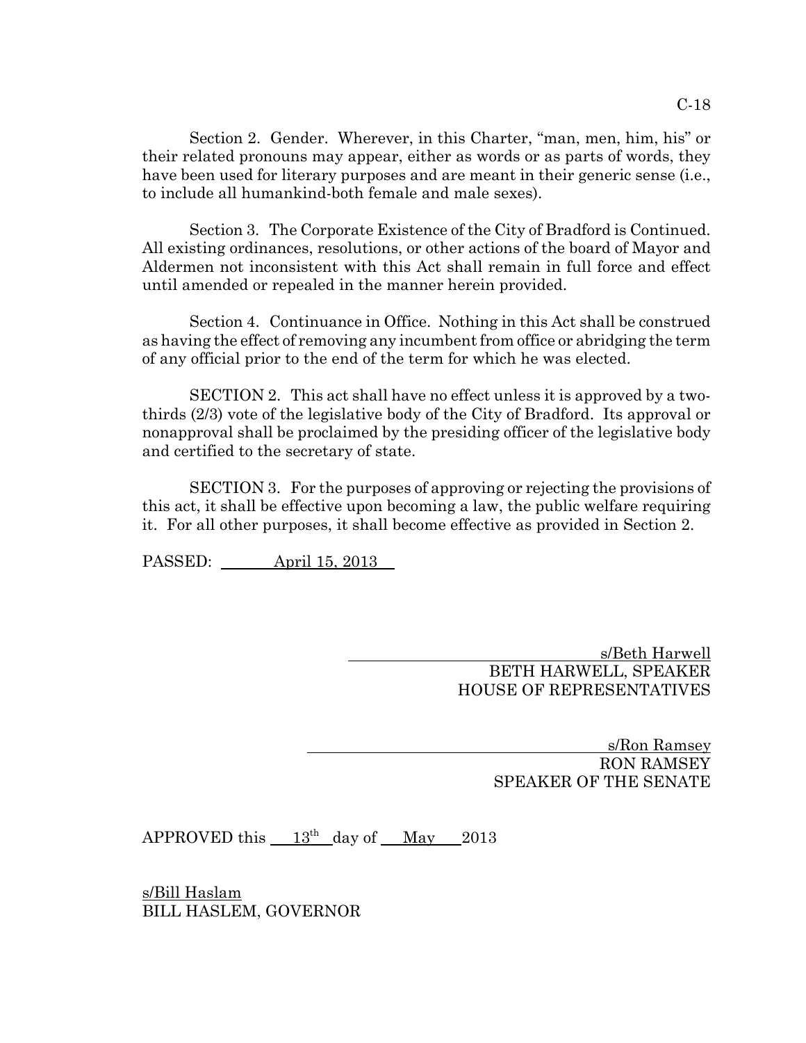Section 2. Gender. Wherever, in this Charter, "man, men, him, his" or their related pronouns may appear, either as words or as parts of words, they have been used for literary purposes and are meant in their generic sense (i.e., to include all humankind-both female and male sexes).

Section 3. The Corporate Existence of the City of Bradford is Continued. All existing ordinances, resolutions, or other actions of the board of Mayor and Aldermen not inconsistent with this Act shall remain in full force and effect until amended or repealed in the manner herein provided.

Section 4. Continuance in Office. Nothing in this Act shall be construed as having the effect of removing any incumbent from office or abridging the term of any official prior to the end of the term for which he was elected.

SECTION 2. This act shall have no effect unless it is approved by a two-thirds (2/3) vote of the legislative body of the City of Bradford. Its approval or nonapproval shall be proclaimed by the presiding officer of the legislative body and certified to the secretary of state.

SECTION 3. For the purposes of approving or rejecting the provisions of this act, it shall be effective upon becoming a law, the public welfare requiring it. For all other purposes, it shall become effective as provided in Section 2.

PASSED: April 15, 2013

s/Beth Harwell
BETH HARWELL, SPEAKER
HOUSE OF REPRESENTATIVES

s/Ron Ramsey
RON RAMSEY
SPEAKER OF THE SENATE

APPROVED this 13th day of May 2013

s/Bill Haslam
BILL HASLEM, GOVERNOR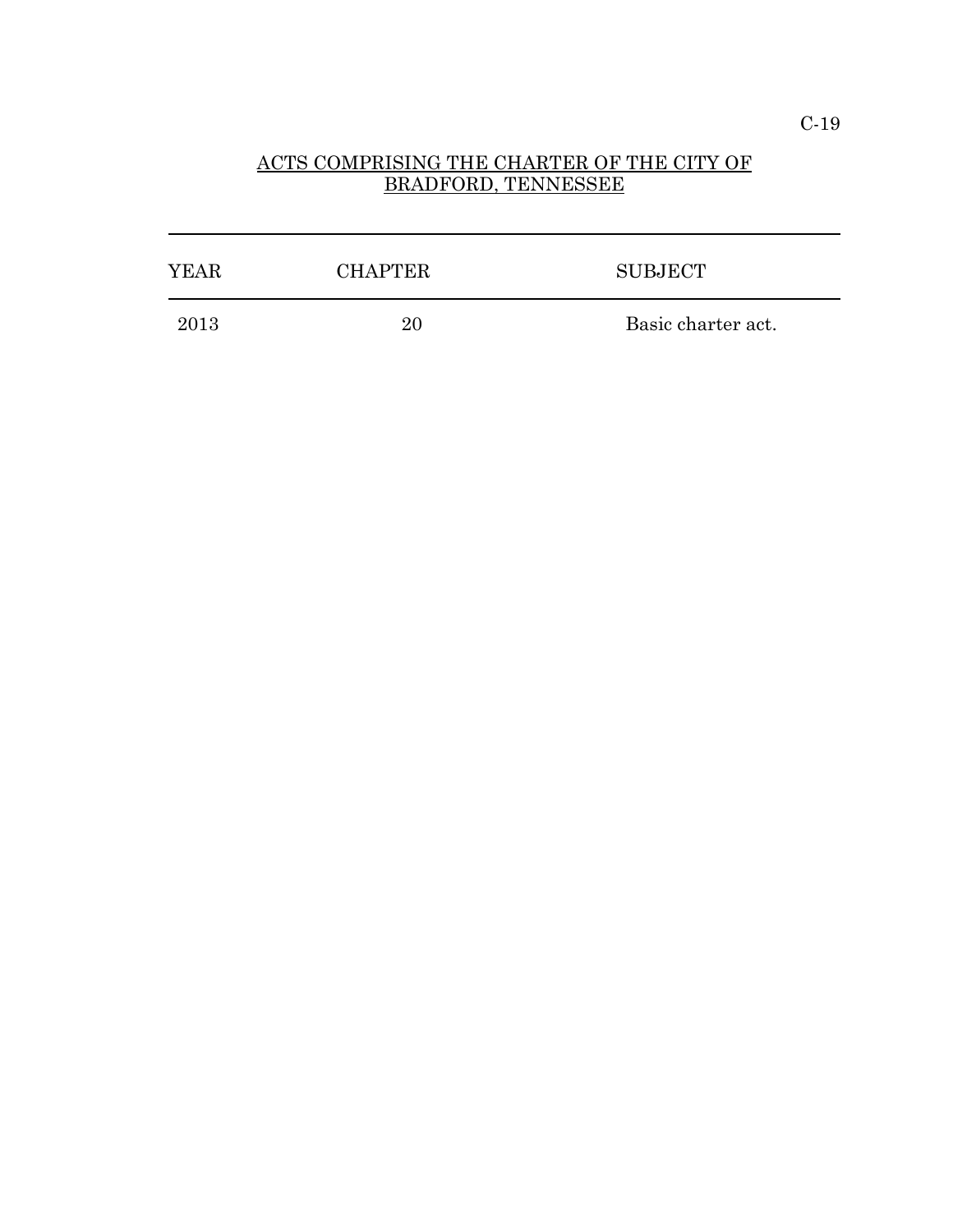## ACTS COMPRISING THE CHARTER OF THE CITY OF BRADFORD, TENNESSEE

| YEAR | CHAPTER | SUBJECT |
|---|---|---|
| 2013 | 20 | Basic charter act. |